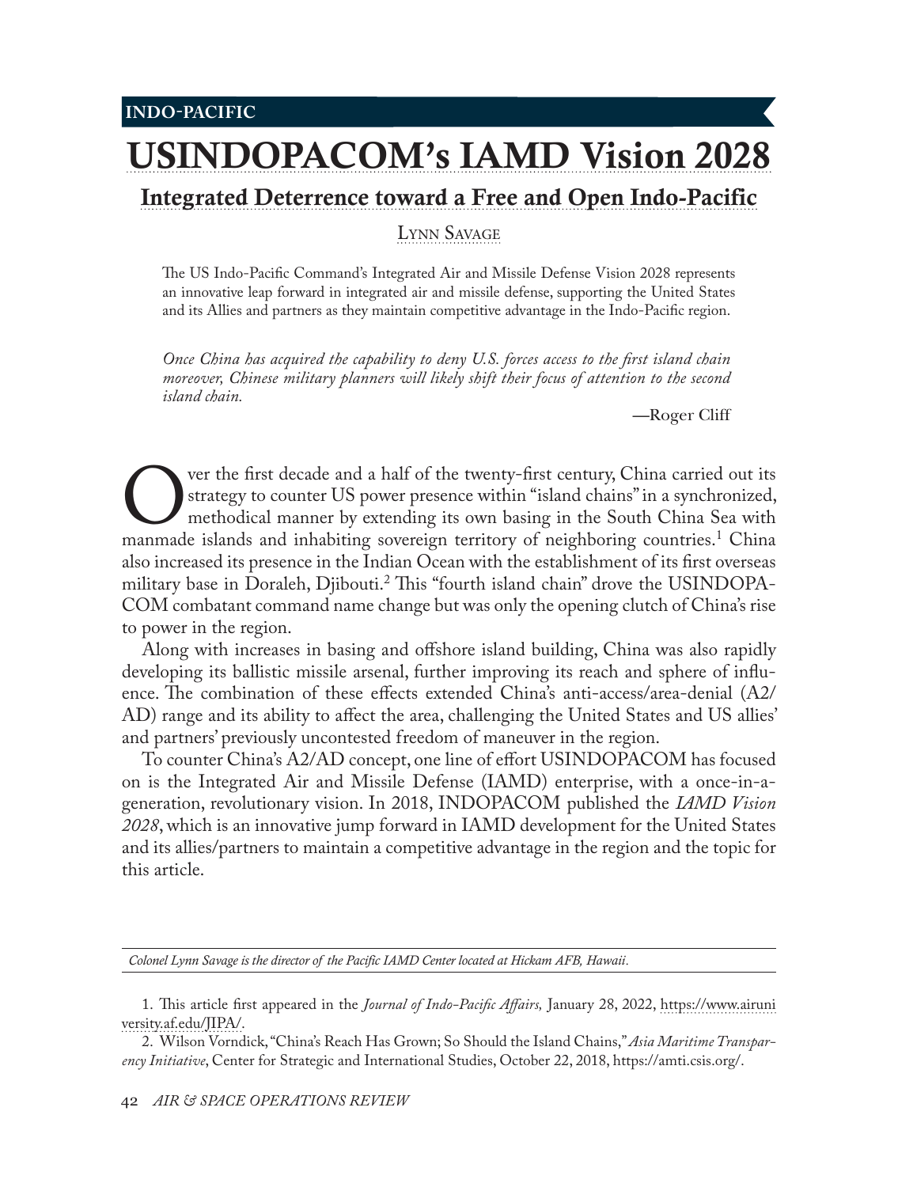INDO-PACIFIC

# USINDOPACOM's IAMD Vision 2028

## Integrated Deterrence toward a Free and Open Indo-Pacific

Lynn Savage

The US Indo-Pacific Command's Integrated Air and Missile Defense Vision 2028 represents an innovative leap forward in integrated air and missile defense, supporting the United States and its Allies and partners as they maintain competitive advantage in the Indo-Pacific region.

*Once China has acquired the capability to deny U.S. forces access to the first island chain moreover, Chinese military planners will likely shift their focus of attention to the second island chain.*

—Roger Cliff

Over the first decade and a half of the twenty-first century, China carried out its strategy to counter US power presence within "island chains" in a synchronized, methodical manner by extending its own basing in the South China Sea with manmade islands and inhabiting sovereign territory of neighboring countries.[1] China also increased its presence in the Indian Ocean with the establishment of its first overseas military base in Doraleh, Djibouti.[2] This "fourth island chain" drove the USINDOPACOM combatant command name change but was only the opening clutch of China's rise to power in the region.

Along with increases in basing and offshore island building, China was also rapidly developing its ballistic missile arsenal, further improving its reach and sphere of influence. The combination of these effects extended China's anti-access/area-denial (A2/AD) range and its ability to affect the area, challenging the United States and US allies' and partners' previously uncontested freedom of maneuver in the region.

To counter China's A2/AD concept, one line of effort USINDOPACOM has focused on is the Integrated Air and Missile Defense (IAMD) enterprise, with a once-in-a-generation, revolutionary vision. In 2018, INDOPACOM published the *IAMD Vision 2028*, which is an innovative jump forward in IAMD development for the United States and its allies/partners to maintain a competitive advantage in the region and the topic for this article.

*Colonel Lynn Savage is the director of the Pacific IAMD Center located at Hickam AFB, Hawaii.*

1. This article first appeared in the *Journal of Indo-Pacific Affairs,* January 28, 2022, https://www.airuniversity.af.edu/JIPA/.

2. Wilson Vorndick, "China's Reach Has Grown; So Should the Island Chains," *Asia Maritime Transparency Initiative*, Center for Strategic and International Studies, October 22, 2018, https://amti.csis.org/.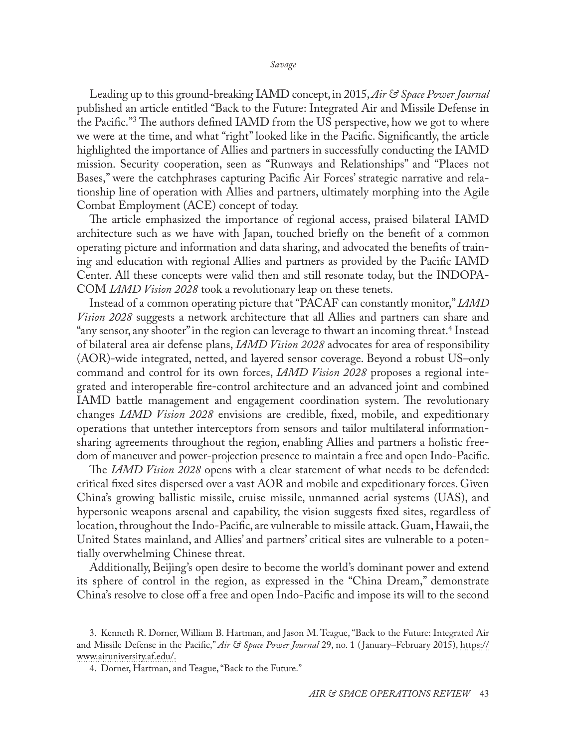Leading up to this ground-breaking IAMD concept, in 2015, *Air & Space Power Journal* published an article entitled "Back to the Future: Integrated Air and Missile Defense in the Pacific."[3] The authors defined IAMD from the US perspective, how we got to where we were at the time, and what "right" looked like in the Pacific. Significantly, the article highlighted the importance of Allies and partners in successfully conducting the IAMD mission. Security cooperation, seen as "Runways and Relationships" and "Places not Bases," were the catchphrases capturing Pacific Air Forces' strategic narrative and relationship line of operation with Allies and partners, ultimately morphing into the Agile Combat Employment (ACE) concept of today.

The article emphasized the importance of regional access, praised bilateral IAMD architecture such as we have with Japan, touched briefly on the benefit of a common operating picture and information and data sharing, and advocated the benefits of training and education with regional Allies and partners as provided by the Pacific IAMD Center. All these concepts were valid then and still resonate today, but the INDOPACOM *IAMD Vision 2028* took a revolutionary leap on these tenets.

Instead of a common operating picture that "PACAF can constantly monitor," *IAMD Vision 2028* suggests a network architecture that all Allies and partners can share and "any sensor, any shooter" in the region can leverage to thwart an incoming threat.[4] Instead of bilateral area air defense plans, *IAMD Vision 2028* advocates for area of responsibility (AOR)-wide integrated, netted, and layered sensor coverage. Beyond a robust US–only command and control for its own forces, *IAMD Vision 2028* proposes a regional integrated and interoperable fire-control architecture and an advanced joint and combined IAMD battle management and engagement coordination system. The revolutionary changes *IAMD Vision 2028* envisions are credible, fixed, mobile, and expeditionary operations that untether interceptors from sensors and tailor multilateral information-sharing agreements throughout the region, enabling Allies and partners a holistic freedom of maneuver and power-projection presence to maintain a free and open Indo-Pacific.

The *IAMD Vision 2028* opens with a clear statement of what needs to be defended: critical fixed sites dispersed over a vast AOR and mobile and expeditionary forces. Given China's growing ballistic missile, cruise missile, unmanned aerial systems (UAS), and hypersonic weapons arsenal and capability, the vision suggests fixed sites, regardless of location, throughout the Indo-Pacific, are vulnerable to missile attack. Guam, Hawaii, the United States mainland, and Allies' and partners' critical sites are vulnerable to a potentially overwhelming Chinese threat.

Additionally, Beijing's open desire to become the world's dominant power and extend its sphere of control in the region, as expressed in the "China Dream," demonstrate China's resolve to close off a free and open Indo-Pacific and impose its will to the second

3. Kenneth R. Dorner, William B. Hartman, and Jason M. Teague, "Back to the Future: Integrated Air and Missile Defense in the Pacific," *Air & Space Power Journal* 29, no. 1 (January–February 2015), https://www.airuniversity.af.edu/.

4. Dorner, Hartman, and Teague, "Back to the Future."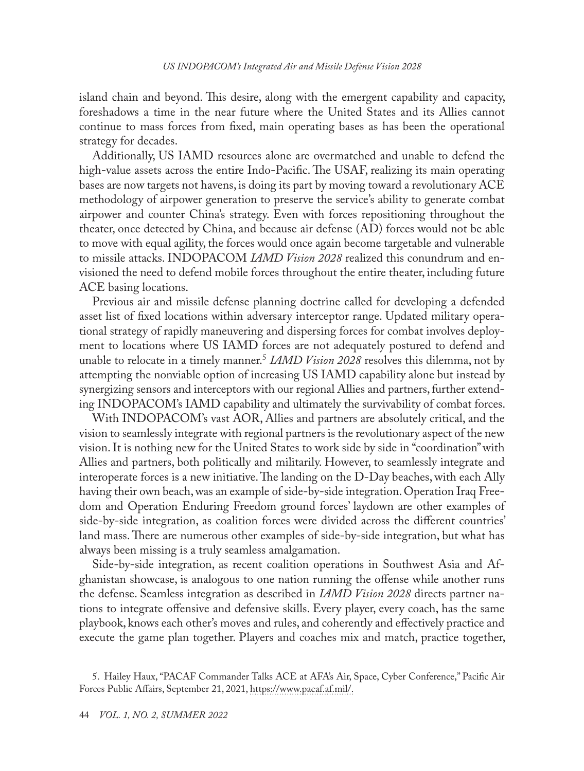island chain and beyond. This desire, along with the emergent capability and capacity, foreshadows a time in the near future where the United States and its Allies cannot continue to mass forces from fixed, main operating bases as has been the operational strategy for decades.

Additionally, US IAMD resources alone are overmatched and unable to defend the high-value assets across the entire Indo-Pacific. The USAF, realizing its main operating bases are now targets not havens, is doing its part by moving toward a revolutionary ACE methodology of airpower generation to preserve the service's ability to generate combat airpower and counter China's strategy. Even with forces repositioning throughout the theater, once detected by China, and because air defense (AD) forces would not be able to move with equal agility, the forces would once again become targetable and vulnerable to missile attacks. INDOPACOM *IAMD Vision 2028* realized this conundrum and envisioned the need to defend mobile forces throughout the entire theater, including future ACE basing locations.

Previous air and missile defense planning doctrine called for developing a defended asset list of fixed locations within adversary interceptor range. Updated military operational strategy of rapidly maneuvering and dispersing forces for combat involves deployment to locations where US IAMD forces are not adequately postured to defend and unable to relocate in a timely manner.[5] *IAMD Vision 2028* resolves this dilemma, not by attempting the nonviable option of increasing US IAMD capability alone but instead by synergizing sensors and interceptors with our regional Allies and partners, further extending INDOPACOM's IAMD capability and ultimately the survivability of combat forces.

With INDOPACOM's vast AOR, Allies and partners are absolutely critical, and the vision to seamlessly integrate with regional partners is the revolutionary aspect of the new vision. It is nothing new for the United States to work side by side in "coordination" with Allies and partners, both politically and militarily. However, to seamlessly integrate and interoperate forces is a new initiative. The landing on the D-Day beaches, with each Ally having their own beach, was an example of side-by-side integration. Operation Iraq Freedom and Operation Enduring Freedom ground forces' laydown are other examples of side-by-side integration, as coalition forces were divided across the different countries' land mass. There are numerous other examples of side-by-side integration, but what has always been missing is a truly seamless amalgamation.

Side-by-side integration, as recent coalition operations in Southwest Asia and Afghanistan showcase, is analogous to one nation running the offense while another runs the defense. Seamless integration as described in *IAMD Vision 2028* directs partner nations to integrate offensive and defensive skills. Every player, every coach, has the same playbook, knows each other's moves and rules, and coherently and effectively practice and execute the game plan together. Players and coaches mix and match, practice together,

5. Hailey Haux, "PACAF Commander Talks ACE at AFA's Air, Space, Cyber Conference," Pacific Air Forces Public Affairs, September 21, 2021, https://www.pacaf.af.mil/.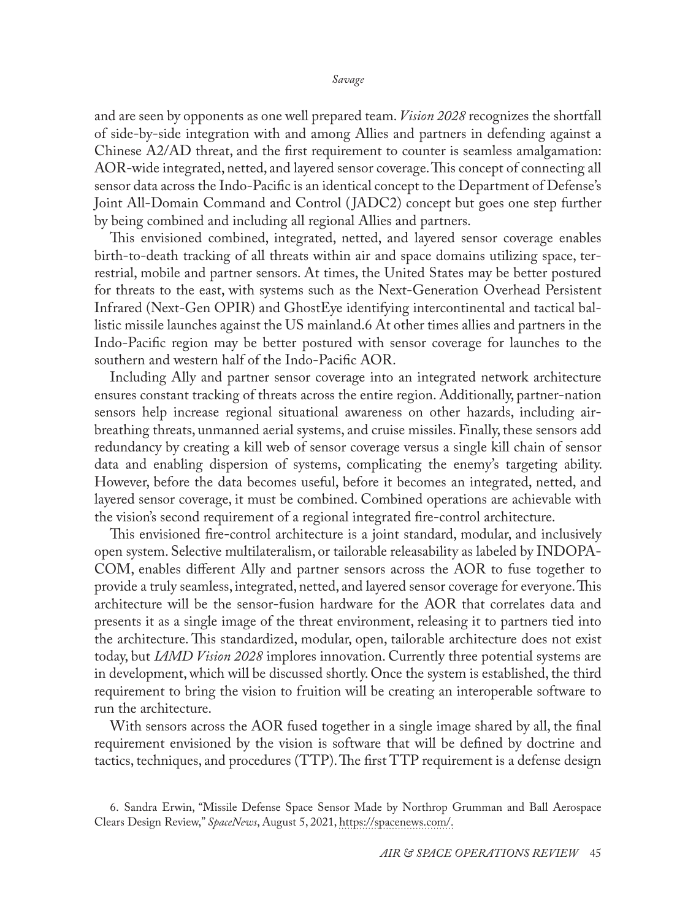and are seen by opponents as one well prepared team. *Vision 2028* recognizes the shortfall of side-by-side integration with and among Allies and partners in defending against a Chinese A2/AD threat, and the first requirement to counter is seamless amalgamation: AOR-wide integrated, netted, and layered sensor coverage. This concept of connecting all sensor data across the Indo-Pacific is an identical concept to the Department of Defense's Joint All-Domain Command and Control (JADC2) concept but goes one step further by being combined and including all regional Allies and partners.

This envisioned combined, integrated, netted, and layered sensor coverage enables birth-to-death tracking of all threats within air and space domains utilizing space, terrestrial, mobile and partner sensors. At times, the United States may be better postured for threats to the east, with systems such as the Next-Generation Overhead Persistent Infrared (Next-Gen OPIR) and GhostEye identifying intercontinental and tactical ballistic missile launches against the US mainland.6 At other times allies and partners in the Indo-Pacific region may be better postured with sensor coverage for launches to the southern and western half of the Indo-Pacific AOR.

Including Ally and partner sensor coverage into an integrated network architecture ensures constant tracking of threats across the entire region. Additionally, partner-nation sensors help increase regional situational awareness on other hazards, including air-breathing threats, unmanned aerial systems, and cruise missiles. Finally, these sensors add redundancy by creating a kill web of sensor coverage versus a single kill chain of sensor data and enabling dispersion of systems, complicating the enemy's targeting ability. However, before the data becomes useful, before it becomes an integrated, netted, and layered sensor coverage, it must be combined. Combined operations are achievable with the vision's second requirement of a regional integrated fire-control architecture.

This envisioned fire-control architecture is a joint standard, modular, and inclusively open system. Selective multilateralism, or tailorable releasability as labeled by INDOPACOM, enables different Ally and partner sensors across the AOR to fuse together to provide a truly seamless, integrated, netted, and layered sensor coverage for everyone. This architecture will be the sensor-fusion hardware for the AOR that correlates data and presents it as a single image of the threat environment, releasing it to partners tied into the architecture. This standardized, modular, open, tailorable architecture does not exist today, but *IAMD Vision 2028* implores innovation. Currently three potential systems are in development, which will be discussed shortly. Once the system is established, the third requirement to bring the vision to fruition will be creating an interoperable software to run the architecture.

With sensors across the AOR fused together in a single image shared by all, the final requirement envisioned by the vision is software that will be defined by doctrine and tactics, techniques, and procedures (TTP). The first TTP requirement is a defense design

6. Sandra Erwin, "Missile Defense Space Sensor Made by Northrop Grumman and Ball Aerospace Clears Design Review," *SpaceNews*, August 5, 2021, https://spacenews.com/.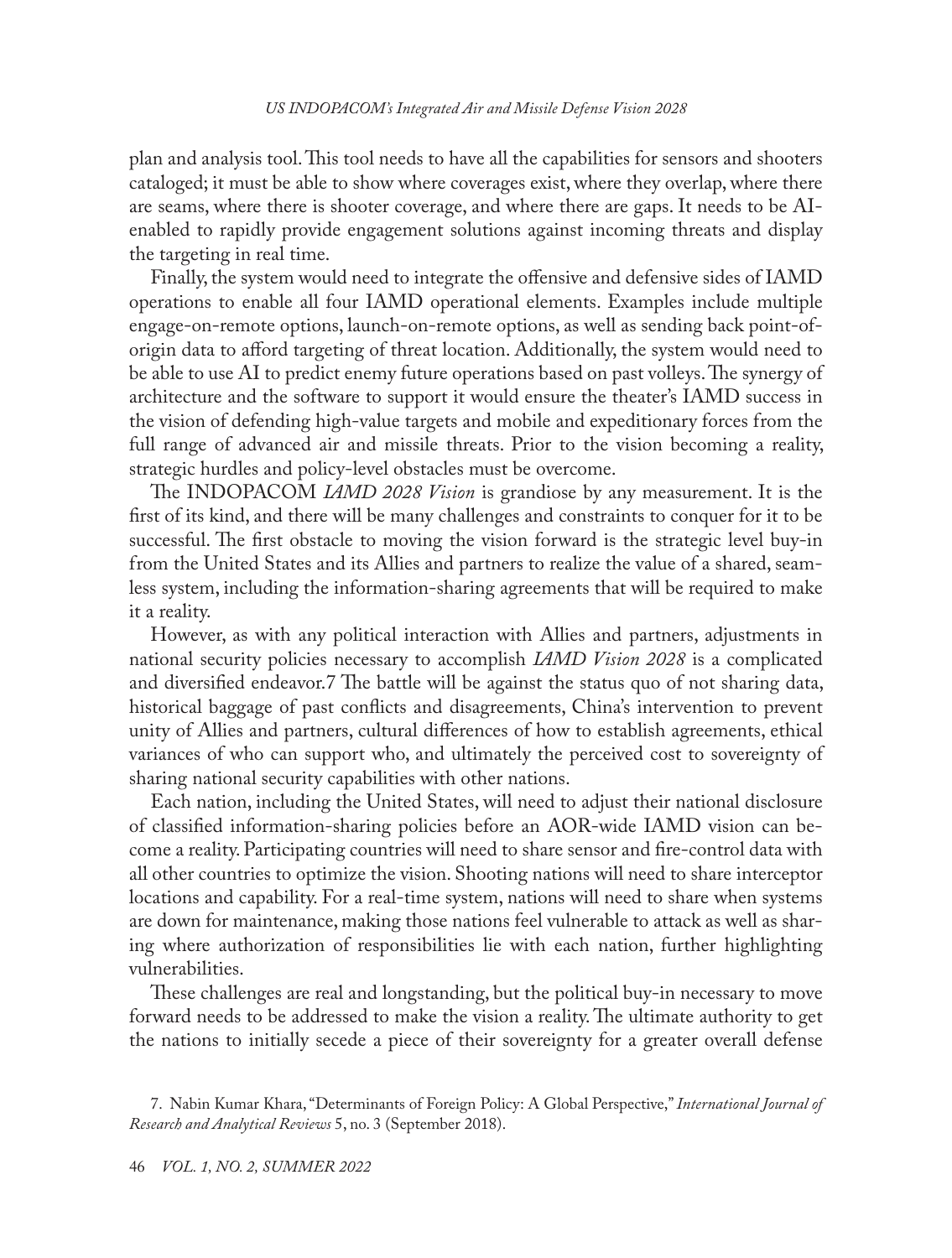plan and analysis tool. This tool needs to have all the capabilities for sensors and shooters cataloged; it must be able to show where coverages exist, where they overlap, where there are seams, where there is shooter coverage, and where there are gaps. It needs to be AI-enabled to rapidly provide engagement solutions against incoming threats and display the targeting in real time.

Finally, the system would need to integrate the offensive and defensive sides of IAMD operations to enable all four IAMD operational elements. Examples include multiple engage-on-remote options, launch-on-remote options, as well as sending back point-of-origin data to afford targeting of threat location. Additionally, the system would need to be able to use AI to predict enemy future operations based on past volleys. The synergy of architecture and the software to support it would ensure the theater's IAMD success in the vision of defending high-value targets and mobile and expeditionary forces from the full range of advanced air and missile threats. Prior to the vision becoming a reality, strategic hurdles and policy-level obstacles must be overcome.

The INDOPACOM *IAMD 2028 Vision* is grandiose by any measurement. It is the first of its kind, and there will be many challenges and constraints to conquer for it to be successful. The first obstacle to moving the vision forward is the strategic level buy-in from the United States and its Allies and partners to realize the value of a shared, seamless system, including the information-sharing agreements that will be required to make it a reality.

However, as with any political interaction with Allies and partners, adjustments in national security policies necessary to accomplish *IAMD Vision 2028* is a complicated and diversified endeavor.[7] The battle will be against the status quo of not sharing data, historical baggage of past conflicts and disagreements, China's intervention to prevent unity of Allies and partners, cultural differences of how to establish agreements, ethical variances of who can support who, and ultimately the perceived cost to sovereignty of sharing national security capabilities with other nations.

Each nation, including the United States, will need to adjust their national disclosure of classified information-sharing policies before an AOR-wide IAMD vision can become a reality. Participating countries will need to share sensor and fire-control data with all other countries to optimize the vision. Shooting nations will need to share interceptor locations and capability. For a real-time system, nations will need to share when systems are down for maintenance, making those nations feel vulnerable to attack as well as sharing where authorization of responsibilities lie with each nation, further highlighting vulnerabilities.

These challenges are real and longstanding, but the political buy-in necessary to move forward needs to be addressed to make the vision a reality. The ultimate authority to get the nations to initially secede a piece of their sovereignty for a greater overall defense

7. Nabin Kumar Khara, "Determinants of Foreign Policy: A Global Perspective," *International Journal of Research and Analytical Reviews* 5, no. 3 (September 2018).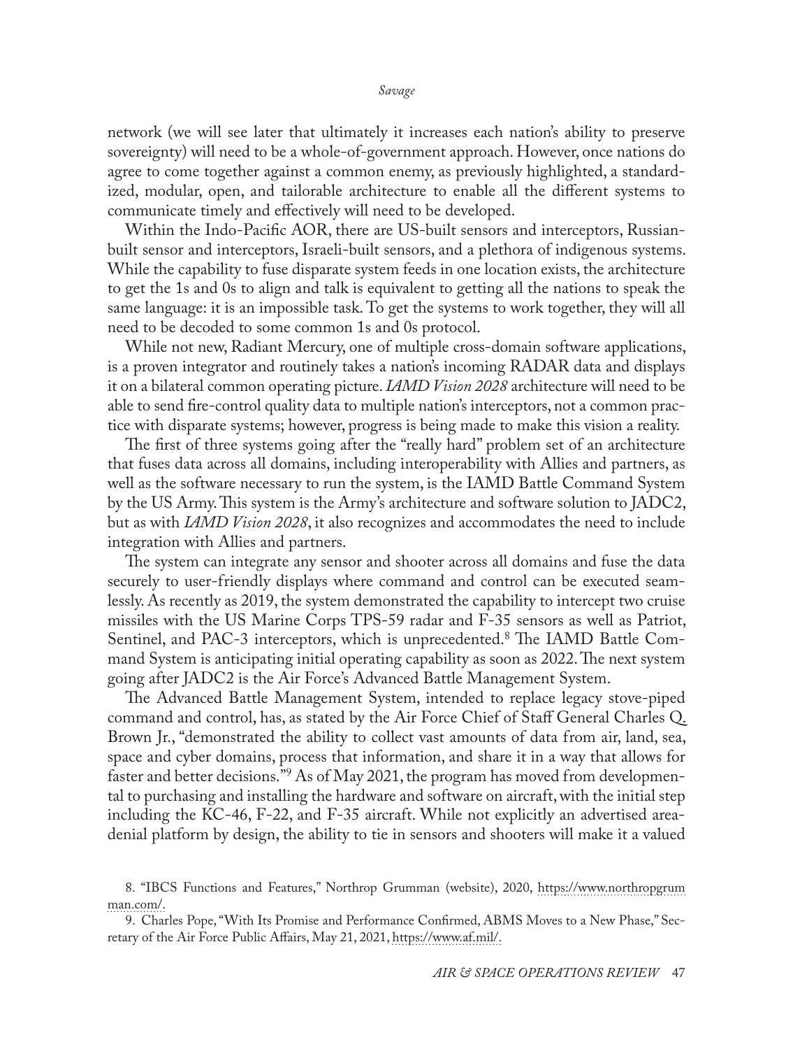network (we will see later that ultimately it increases each nation's ability to preserve sovereignty) will need to be a whole-of-government approach. However, once nations do agree to come together against a common enemy, as previously highlighted, a standardized, modular, open, and tailorable architecture to enable all the different systems to communicate timely and effectively will need to be developed.

Within the Indo-Pacific AOR, there are US-built sensors and interceptors, Russian-built sensor and interceptors, Israeli-built sensors, and a plethora of indigenous systems. While the capability to fuse disparate system feeds in one location exists, the architecture to get the 1s and 0s to align and talk is equivalent to getting all the nations to speak the same language: it is an impossible task. To get the systems to work together, they will all need to be decoded to some common 1s and 0s protocol.

While not new, Radiant Mercury, one of multiple cross-domain software applications, is a proven integrator and routinely takes a nation's incoming RADAR data and displays it on a bilateral common operating picture. *IAMD Vision 2028* architecture will need to be able to send fire-control quality data to multiple nation's interceptors, not a common practice with disparate systems; however, progress is being made to make this vision a reality.

The first of three systems going after the "really hard" problem set of an architecture that fuses data across all domains, including interoperability with Allies and partners, as well as the software necessary to run the system, is the IAMD Battle Command System by the US Army. This system is the Army's architecture and software solution to JADC2, but as with *IAMD Vision 2028*, it also recognizes and accommodates the need to include integration with Allies and partners.

The system can integrate any sensor and shooter across all domains and fuse the data securely to user-friendly displays where command and control can be executed seamlessly. As recently as 2019, the system demonstrated the capability to intercept two cruise missiles with the US Marine Corps TPS-59 radar and F-35 sensors as well as Patriot, Sentinel, and PAC-3 interceptors, which is unprecedented.[8] The IAMD Battle Command System is anticipating initial operating capability as soon as 2022. The next system going after JADC2 is the Air Force's Advanced Battle Management System.

The Advanced Battle Management System, intended to replace legacy stove-piped command and control, has, as stated by the Air Force Chief of Staff General Charles Q. Brown Jr., "demonstrated the ability to collect vast amounts of data from air, land, sea, space and cyber domains, process that information, and share it in a way that allows for faster and better decisions."[9] As of May 2021, the program has moved from developmental to purchasing and installing the hardware and software on aircraft, with the initial step including the KC-46, F-22, and F-35 aircraft. While not explicitly an advertised area-denial platform by design, the ability to tie in sensors and shooters will make it a valued

8. "IBCS Functions and Features," Northrop Grumman (website), 2020, https://www.northropgrumman.com/.

9. Charles Pope, "With Its Promise and Performance Confirmed, ABMS Moves to a New Phase," Secretary of the Air Force Public Affairs, May 21, 2021, https://www.af.mil/.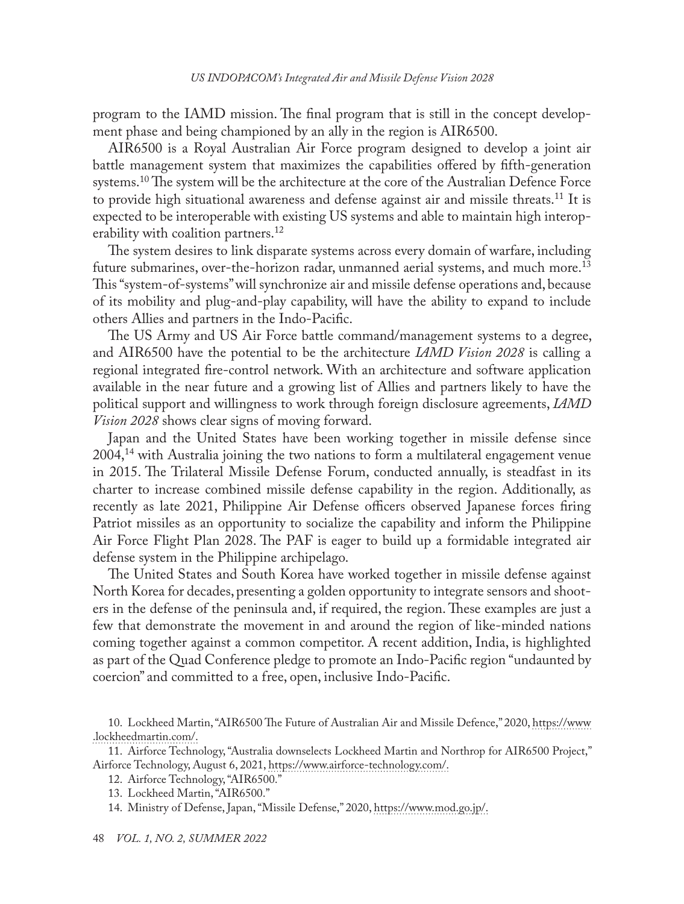program to the IAMD mission. The final program that is still in the concept development phase and being championed by an ally in the region is AIR6500.

AIR6500 is a Royal Australian Air Force program designed to develop a joint air battle management system that maximizes the capabilities offered by fifth-generation systems.[10] The system will be the architecture at the core of the Australian Defence Force to provide high situational awareness and defense against air and missile threats.[11] It is expected to be interoperable with existing US systems and able to maintain high interoperability with coalition partners.[12]

The system desires to link disparate systems across every domain of warfare, including future submarines, over-the-horizon radar, unmanned aerial systems, and much more.[13] This "system-of-systems" will synchronize air and missile defense operations and, because of its mobility and plug-and-play capability, will have the ability to expand to include others Allies and partners in the Indo-Pacific.

The US Army and US Air Force battle command/management systems to a degree, and AIR6500 have the potential to be the architecture *IAMD Vision 2028* is calling a regional integrated fire-control network. With an architecture and software application available in the near future and a growing list of Allies and partners likely to have the political support and willingness to work through foreign disclosure agreements, *IAMD Vision 2028* shows clear signs of moving forward.

Japan and the United States have been working together in missile defense since 2004,[14] with Australia joining the two nations to form a multilateral engagement venue in 2015. The Trilateral Missile Defense Forum, conducted annually, is steadfast in its charter to increase combined missile defense capability in the region. Additionally, as recently as late 2021, Philippine Air Defense officers observed Japanese forces firing Patriot missiles as an opportunity to socialize the capability and inform the Philippine Air Force Flight Plan 2028. The PAF is eager to build up a formidable integrated air defense system in the Philippine archipelago.

The United States and South Korea have worked together in missile defense against North Korea for decades, presenting a golden opportunity to integrate sensors and shooters in the defense of the peninsula and, if required, the region. These examples are just a few that demonstrate the movement in and around the region of like-minded nations coming together against a common competitor. A recent addition, India, is highlighted as part of the Quad Conference pledge to promote an Indo-Pacific region "undaunted by coercion" and committed to a free, open, inclusive Indo-Pacific.

10. Lockheed Martin, "AIR6500 The Future of Australian Air and Missile Defence," 2020, https://www.lockheedmartin.com/.

11. Airforce Technology, "Australia downselects Lockheed Martin and Northrop for AIR6500 Project," Airforce Technology, August 6, 2021, https://www.airforce-technology.com/.

12. Airforce Technology, "AIR6500."

13. Lockheed Martin, "AIR6500."

14. Ministry of Defense, Japan, "Missile Defense," 2020, https://www.mod.go.jp/.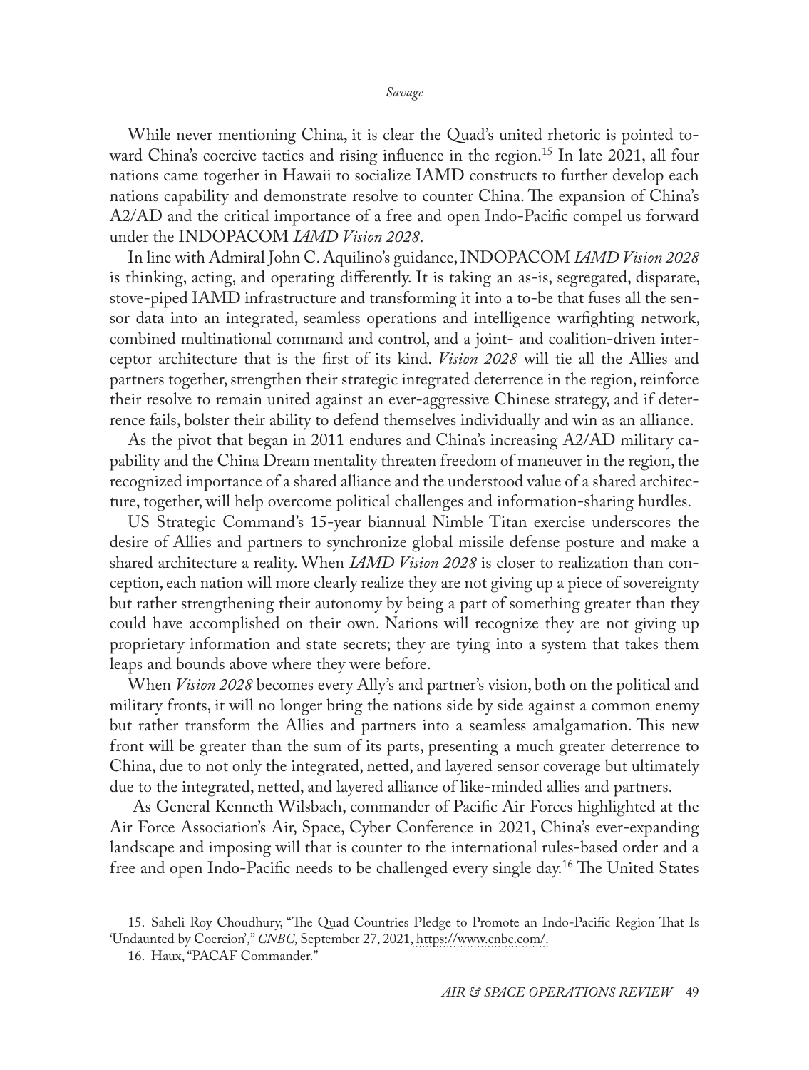While never mentioning China, it is clear the Quad's united rhetoric is pointed toward China's coercive tactics and rising influence in the region.[15] In late 2021, all four nations came together in Hawaii to socialize IAMD constructs to further develop each nations capability and demonstrate resolve to counter China. The expansion of China's A2/AD and the critical importance of a free and open Indo-Pacific compel us forward under the INDOPACOM *IAMD Vision 2028*.

In line with Admiral John C. Aquilino's guidance, INDOPACOM *IAMD Vision 2028* is thinking, acting, and operating differently. It is taking an as-is, segregated, disparate, stove-piped IAMD infrastructure and transforming it into a to-be that fuses all the sensor data into an integrated, seamless operations and intelligence warfighting network, combined multinational command and control, and a joint- and coalition-driven interceptor architecture that is the first of its kind. *Vision 2028* will tie all the Allies and partners together, strengthen their strategic integrated deterrence in the region, reinforce their resolve to remain united against an ever-aggressive Chinese strategy, and if deterrence fails, bolster their ability to defend themselves individually and win as an alliance.

As the pivot that began in 2011 endures and China's increasing A2/AD military capability and the China Dream mentality threaten freedom of maneuver in the region, the recognized importance of a shared alliance and the understood value of a shared architecture, together, will help overcome political challenges and information-sharing hurdles.

US Strategic Command's 15-year biannual Nimble Titan exercise underscores the desire of Allies and partners to synchronize global missile defense posture and make a shared architecture a reality. When *IAMD Vision 2028* is closer to realization than conception, each nation will more clearly realize they are not giving up a piece of sovereignty but rather strengthening their autonomy by being a part of something greater than they could have accomplished on their own. Nations will recognize they are not giving up proprietary information and state secrets; they are tying into a system that takes them leaps and bounds above where they were before.

When *Vision 2028* becomes every Ally's and partner's vision, both on the political and military fronts, it will no longer bring the nations side by side against a common enemy but rather transform the Allies and partners into a seamless amalgamation. This new front will be greater than the sum of its parts, presenting a much greater deterrence to China, due to not only the integrated, netted, and layered sensor coverage but ultimately due to the integrated, netted, and layered alliance of like-minded allies and partners.

As General Kenneth Wilsbach, commander of Pacific Air Forces highlighted at the Air Force Association's Air, Space, Cyber Conference in 2021, China's ever-expanding landscape and imposing will that is counter to the international rules-based order and a free and open Indo-Pacific needs to be challenged every single day.[16] The United States

15. Saheli Roy Choudhury, "The Quad Countries Pledge to Promote an Indo-Pacific Region That Is 'Undaunted by Coercion'," *CNBC*, September 27, 2021, https://www.cnbc.com/.

16. Haux, "PACAF Commander."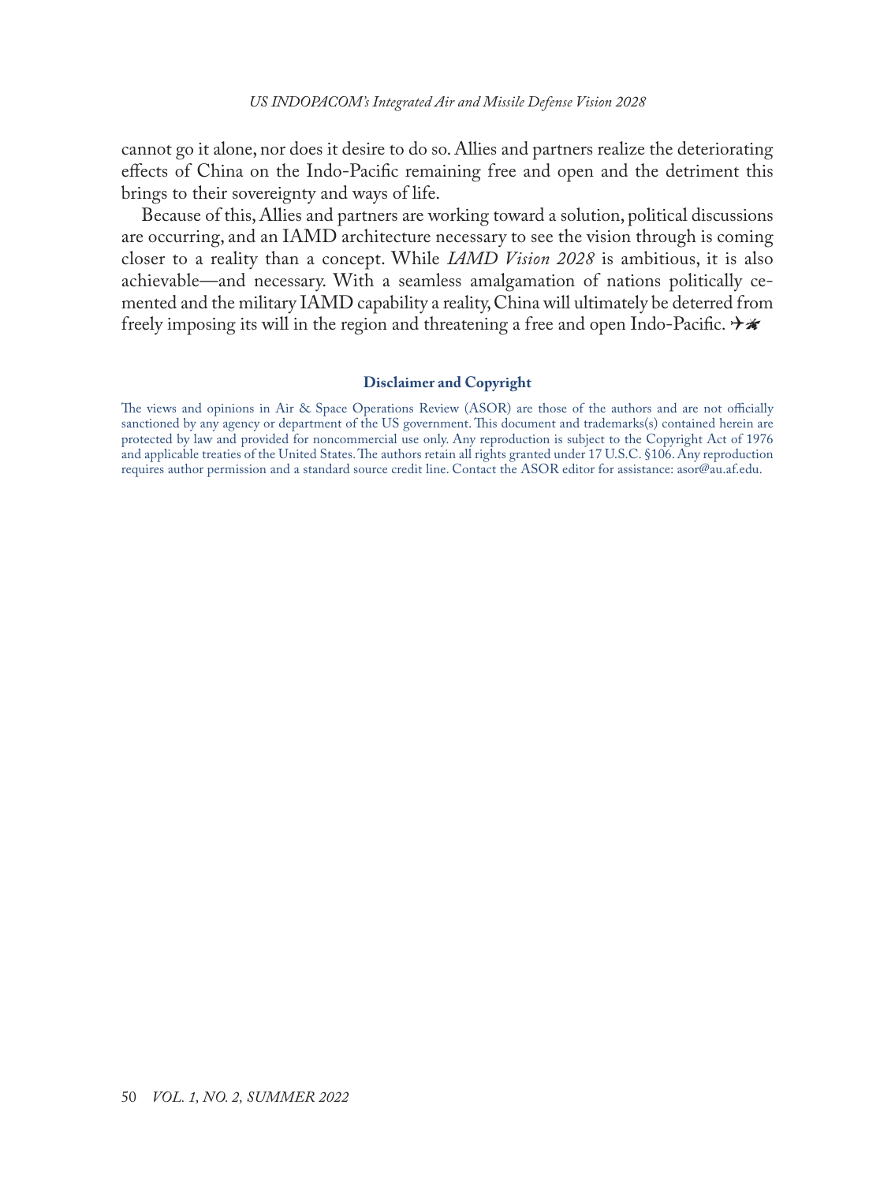cannot go it alone, nor does it desire to do so. Allies and partners realize the deteriorating effects of China on the Indo-Pacific remaining free and open and the detriment this brings to their sovereignty and ways of life.

Because of this, Allies and partners are working toward a solution, political discussions are occurring, and an IAMD architecture necessary to see the vision through is coming closer to a reality than a concept. While *IAMD Vision 2028* is ambitious, it is also achievable—and necessary. With a seamless amalgamation of nations politically cemented and the military IAMD capability a reality, China will ultimately be deterred from freely imposing its will in the region and threatening a free and open Indo-Pacific.

**Disclaimer and Copyright**

The views and opinions in Air & Space Operations Review (ASOR) are those of the authors and are not officially sanctioned by any agency or department of the US government. This document and trademarks(s) contained herein are protected by law and provided for noncommercial use only. Any reproduction is subject to the Copyright Act of 1976 and applicable treaties of the United States. The authors retain all rights granted under 17 U.S.C. §106. Any reproduction requires author permission and a standard source credit line. Contact the ASOR editor for assistance: asor@au.af.edu.